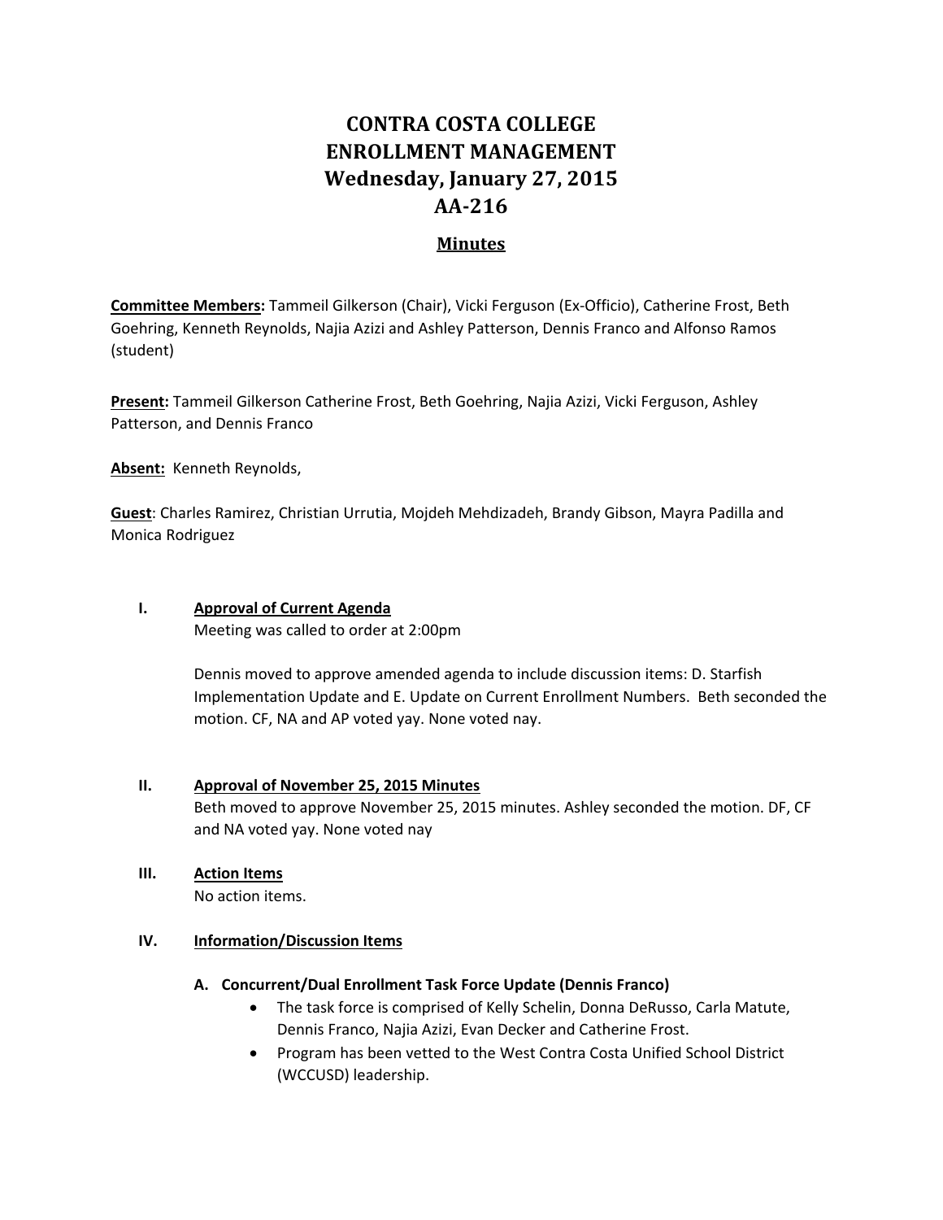# CONTRA COSTA COLLEGE
# ENROLLMENT MANAGEMENT
# Wednesday, January 27, 2015
# AA-216

## Minutes

**Committee Members:** Tammeil Gilkerson (Chair), Vicki Ferguson (Ex-Officio), Catherine Frost, Beth Goehring, Kenneth Reynolds, Najia Azizi and Ashley Patterson, Dennis Franco and Alfonso Ramos (student)

**Present:** Tammeil Gilkerson Catherine Frost, Beth Goehring, Najia Azizi, Vicki Ferguson, Ashley Patterson, and Dennis Franco

**Absent:** Kenneth Reynolds,

**Guest**: Charles Ramirez, Christian Urrutia, Mojdeh Mehdizadeh, Brandy Gibson, Mayra Padilla and Monica Rodriguez

**I. Approval of Current Agenda**

Meeting was called to order at 2:00pm

Dennis moved to approve amended agenda to include discussion items: D. Starfish Implementation Update and E. Update on Current Enrollment Numbers. Beth seconded the motion. CF, NA and AP voted yay. None voted nay.

**II. Approval of November 25, 2015 Minutes**

Beth moved to approve November 25, 2015 minutes. Ashley seconded the motion. DF, CF and NA voted yay. None voted nay

**III. Action Items**

No action items.

**IV. Information/Discussion Items**

**A. Concurrent/Dual Enrollment Task Force Update (Dennis Franco)**

- The task force is comprised of Kelly Schelin, Donna DeRusso, Carla Matute, Dennis Franco, Najia Azizi, Evan Decker and Catherine Frost.
- Program has been vetted to the West Contra Costa Unified School District (WCCUSD) leadership.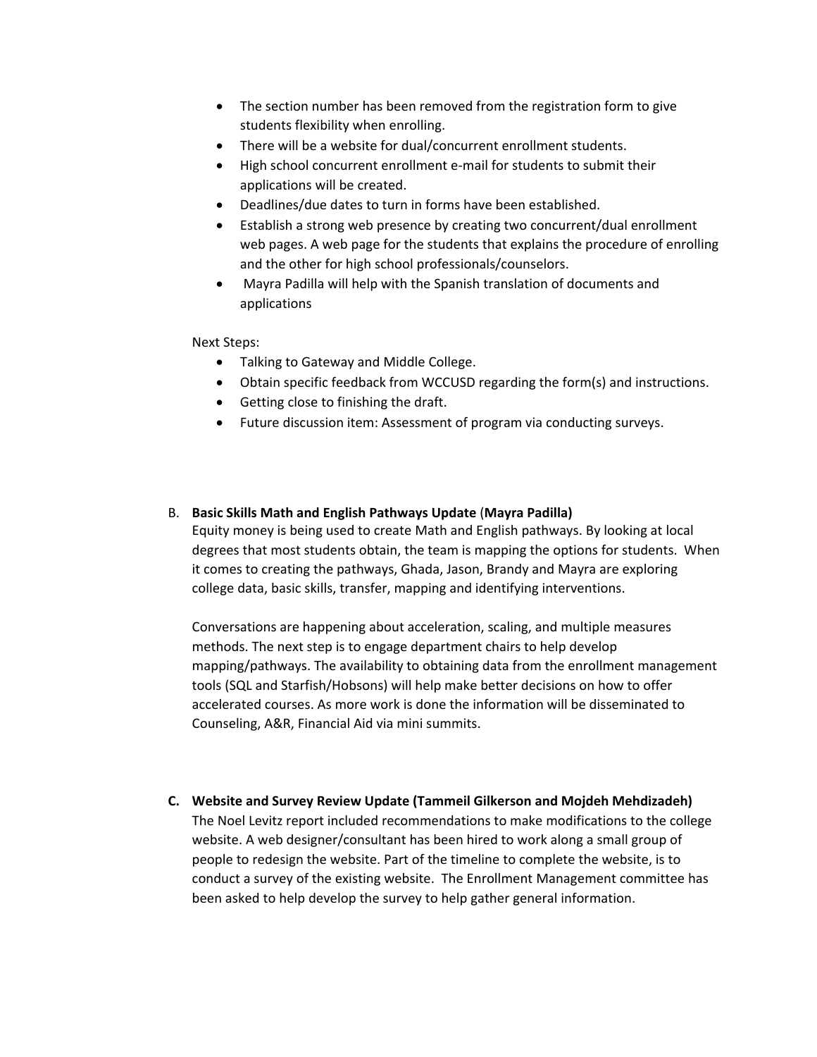- The section number has been removed from the registration form to give students flexibility when enrolling.
- There will be a website for dual/concurrent enrollment students.
- High school concurrent enrollment e-mail for students to submit their applications will be created.
- Deadlines/due dates to turn in forms have been established.
- Establish a strong web presence by creating two concurrent/dual enrollment web pages. A web page for the students that explains the procedure of enrolling and the other for high school professionals/counselors.
- Mayra Padilla will help with the Spanish translation of documents and applications

Next Steps:

- Talking to Gateway and Middle College.
- Obtain specific feedback from WCCUSD regarding the form(s) and instructions.
- Getting close to finishing the draft.
- Future discussion item: Assessment of program via conducting surveys.

B. **Basic Skills Math and English Pathways Update (Mayra Padilla)**

Equity money is being used to create Math and English pathways. By looking at local degrees that most students obtain, the team is mapping the options for students. When it comes to creating the pathways, Ghada, Jason, Brandy and Mayra are exploring college data, basic skills, transfer, mapping and identifying interventions.

Conversations are happening about acceleration, scaling, and multiple measures methods. The next step is to engage department chairs to help develop mapping/pathways. The availability to obtaining data from the enrollment management tools (SQL and Starfish/Hobsons) will help make better decisions on how to offer accelerated courses. As more work is done the information will be disseminated to Counseling, A&R, Financial Aid via mini summits.

**C. Website and Survey Review Update (Tammeil Gilkerson and Mojdeh Mehdizadeh)**

The Noel Levitz report included recommendations to make modifications to the college website. A web designer/consultant has been hired to work along a small group of people to redesign the website. Part of the timeline to complete the website, is to conduct a survey of the existing website. The Enrollment Management committee has been asked to help develop the survey to help gather general information.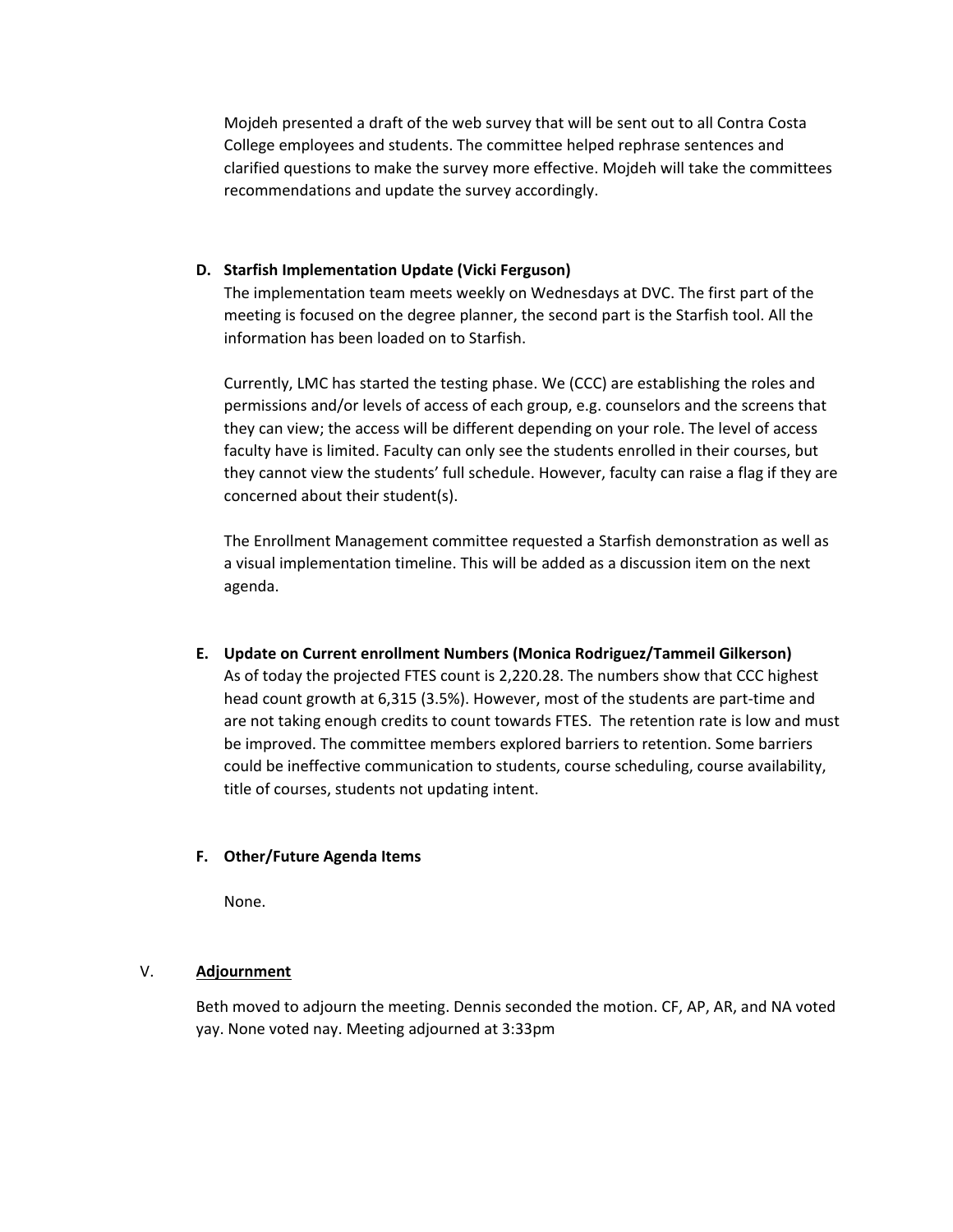Mojdeh presented a draft of the web survey that will be sent out to all Contra Costa College employees and students. The committee helped rephrase sentences and clarified questions to make the survey more effective. Mojdeh will take the committees recommendations and update the survey accordingly.

**D. Starfish Implementation Update (Vicki Ferguson)**

The implementation team meets weekly on Wednesdays at DVC. The first part of the meeting is focused on the degree planner, the second part is the Starfish tool. All the information has been loaded on to Starfish.

Currently, LMC has started the testing phase. We (CCC) are establishing the roles and permissions and/or levels of access of each group, e.g. counselors and the screens that they can view; the access will be different depending on your role. The level of access faculty have is limited. Faculty can only see the students enrolled in their courses, but they cannot view the students' full schedule. However, faculty can raise a flag if they are concerned about their student(s).

The Enrollment Management committee requested a Starfish demonstration as well as a visual implementation timeline. This will be added as a discussion item on the next agenda.

**E. Update on Current enrollment Numbers (Monica Rodriguez/Tammeil Gilkerson)**

As of today the projected FTES count is 2,220.28. The numbers show that CCC highest head count growth at 6,315 (3.5%). However, most of the students are part-time and are not taking enough credits to count towards FTES. The retention rate is low and must be improved. The committee members explored barriers to retention. Some barriers could be ineffective communication to students, course scheduling, course availability, title of courses, students not updating intent.

**F. Other/Future Agenda Items**

None.

## V. Adjournment

Beth moved to adjourn the meeting. Dennis seconded the motion. CF, AP, AR, and NA voted yay. None voted nay. Meeting adjourned at 3:33pm